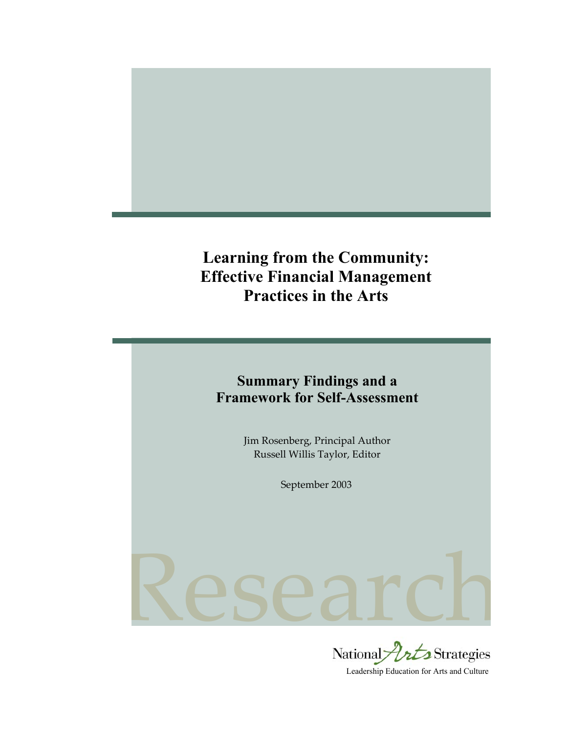# Learning from the Community: Effective Financial Management Practices in the Arts

## Summary Findings and a Framework for Self-Assessment

Jim Rosenberg, Principal Author
Russell Willis Taylor, Editor

September 2003

Research

National Arts Strategies
Leadership Education for Arts and Culture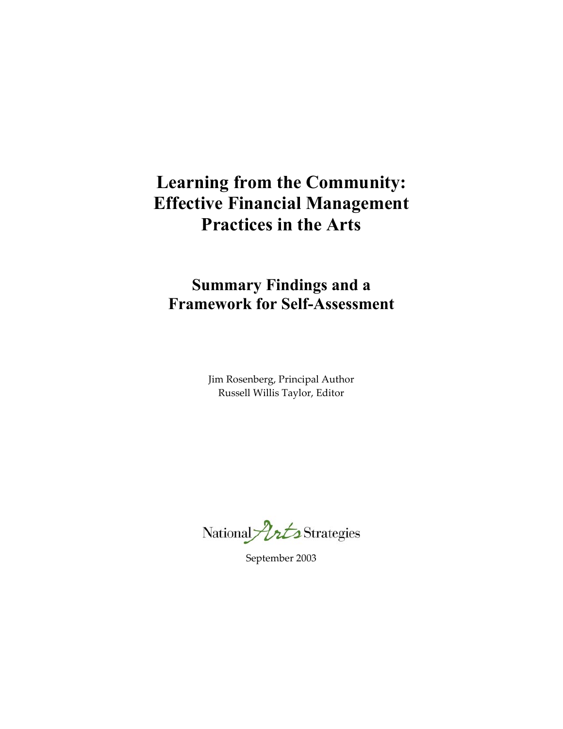# Learning from the Community: Effective Financial Management Practices in the Arts

## Summary Findings and a Framework for Self-Assessment

Jim Rosenberg, Principal Author
Russell Willis Taylor, Editor

National Arts Strategies

September 2003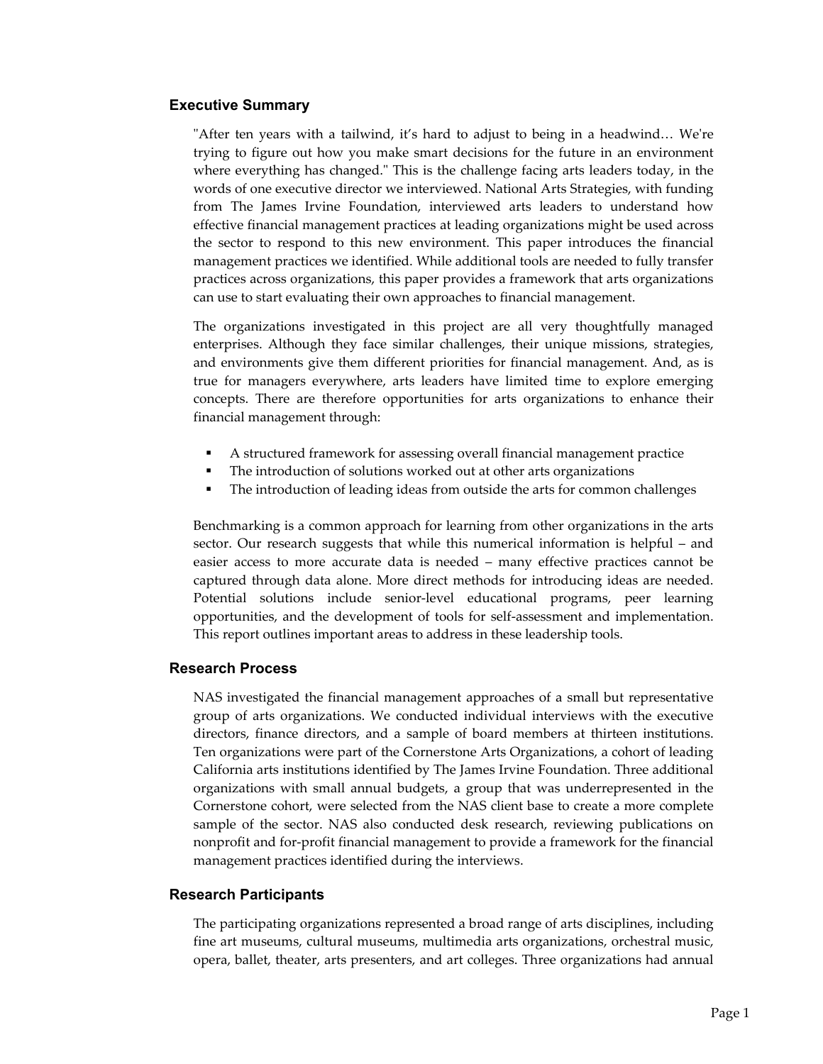## Executive Summary

"After ten years with a tailwind, it's hard to adjust to being in a headwind… We're trying to figure out how you make smart decisions for the future in an environment where everything has changed." This is the challenge facing arts leaders today, in the words of one executive director we interviewed. National Arts Strategies, with funding from The James Irvine Foundation, interviewed arts leaders to understand how effective financial management practices at leading organizations might be used across the sector to respond to this new environment. This paper introduces the financial management practices we identified. While additional tools are needed to fully transfer practices across organizations, this paper provides a framework that arts organizations can use to start evaluating their own approaches to financial management.

The organizations investigated in this project are all very thoughtfully managed enterprises. Although they face similar challenges, their unique missions, strategies, and environments give them different priorities for financial management. And, as is true for managers everywhere, arts leaders have limited time to explore emerging concepts. There are therefore opportunities for arts organizations to enhance their financial management through:

- A structured framework for assessing overall financial management practice
- The introduction of solutions worked out at other arts organizations
- The introduction of leading ideas from outside the arts for common challenges

Benchmarking is a common approach for learning from other organizations in the arts sector. Our research suggests that while this numerical information is helpful – and easier access to more accurate data is needed – many effective practices cannot be captured through data alone. More direct methods for introducing ideas are needed. Potential solutions include senior-level educational programs, peer learning opportunities, and the development of tools for self-assessment and implementation. This report outlines important areas to address in these leadership tools.

## Research Process

NAS investigated the financial management approaches of a small but representative group of arts organizations. We conducted individual interviews with the executive directors, finance directors, and a sample of board members at thirteen institutions. Ten organizations were part of the Cornerstone Arts Organizations, a cohort of leading California arts institutions identified by The James Irvine Foundation. Three additional organizations with small annual budgets, a group that was underrepresented in the Cornerstone cohort, were selected from the NAS client base to create a more complete sample of the sector. NAS also conducted desk research, reviewing publications on nonprofit and for-profit financial management to provide a framework for the financial management practices identified during the interviews.

## Research Participants

The participating organizations represented a broad range of arts disciplines, including fine art museums, cultural museums, multimedia arts organizations, orchestral music, opera, ballet, theater, arts presenters, and art colleges. Three organizations had annual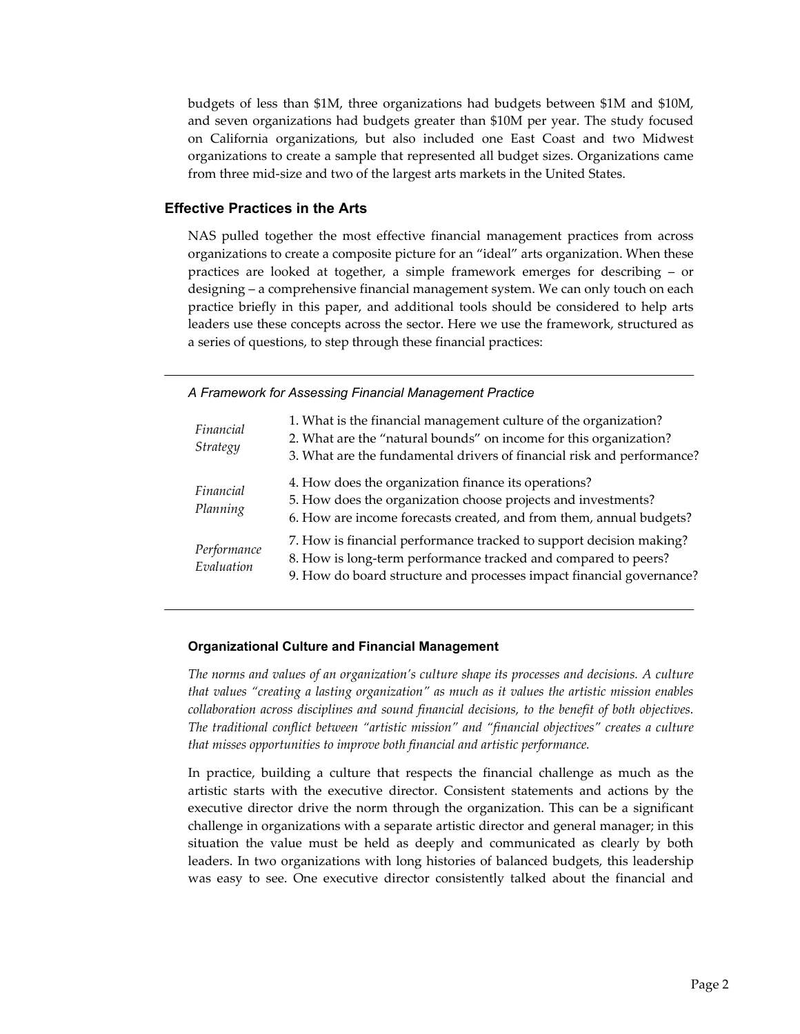budgets of less than $1M, three organizations had budgets between $1M and $10M, and seven organizations had budgets greater than $10M per year. The study focused on California organizations, but also included one East Coast and two Midwest organizations to create a sample that represented all budget sizes. Organizations came from three mid-size and two of the largest arts markets in the United States.

## Effective Practices in the Arts

NAS pulled together the most effective financial management practices from across organizations to create a composite picture for an "ideal" arts organization. When these practices are looked at together, a simple framework emerges for describing – or designing – a comprehensive financial management system. We can only touch on each practice briefly in this paper, and additional tools should be considered to help arts leaders use these concepts across the sector. Here we use the framework, structured as a series of questions, to step through these financial practices:

*A Framework for Assessing Financial Management Practice*

| | |
|---|---|
| *Financial Strategy* | 1. What is the financial management culture of the organization?<br>2. What are the "natural bounds" on income for this organization?<br>3. What are the fundamental drivers of financial risk and performance? |
| *Financial Planning* | 4. How does the organization finance its operations?<br>5. How does the organization choose projects and investments?<br>6. How are income forecasts created, and from them, annual budgets? |
| *Performance Evaluation* | 7. How is financial performance tracked to support decision making?<br>8. How is long-term performance tracked and compared to peers?<br>9. How do board structure and processes impact financial governance? |

### Organizational Culture and Financial Management

*The norms and values of an organization's culture shape its processes and decisions. A culture that values "creating a lasting organization" as much as it values the artistic mission enables collaboration across disciplines and sound financial decisions, to the benefit of both objectives. The traditional conflict between "artistic mission" and "financial objectives" creates a culture that misses opportunities to improve both financial and artistic performance.*

In practice, building a culture that respects the financial challenge as much as the artistic starts with the executive director. Consistent statements and actions by the executive director drive the norm through the organization. This can be a significant challenge in organizations with a separate artistic director and general manager; in this situation the value must be held as deeply and communicated as clearly by both leaders. In two organizations with long histories of balanced budgets, this leadership was easy to see. One executive director consistently talked about the financial and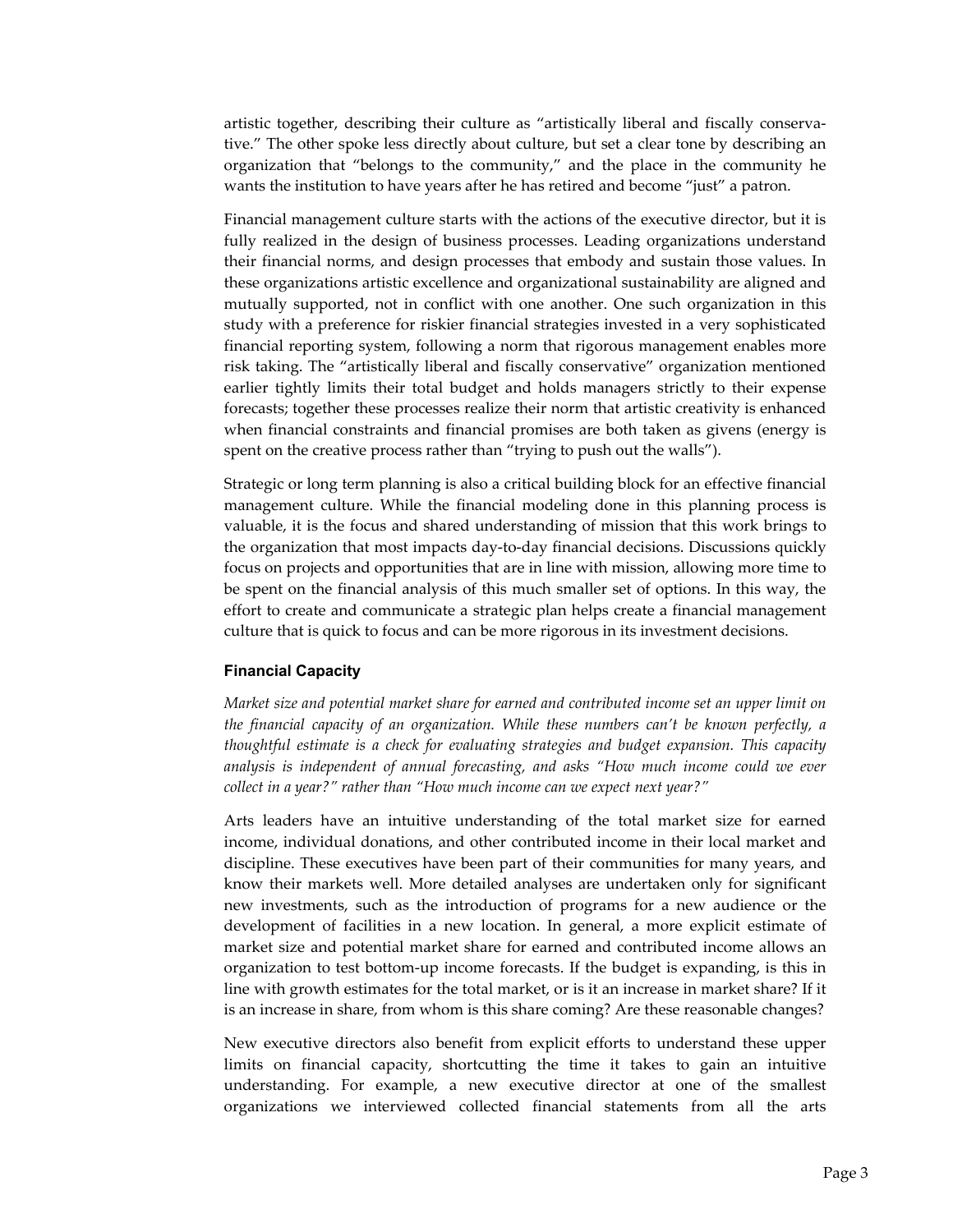artistic together, describing their culture as "artistically liberal and fiscally conservative." The other spoke less directly about culture, but set a clear tone by describing an organization that "belongs to the community," and the place in the community he wants the institution to have years after he has retired and become "just" a patron.

Financial management culture starts with the actions of the executive director, but it is fully realized in the design of business processes. Leading organizations understand their financial norms, and design processes that embody and sustain those values. In these organizations artistic excellence and organizational sustainability are aligned and mutually supported, not in conflict with one another. One such organization in this study with a preference for riskier financial strategies invested in a very sophisticated financial reporting system, following a norm that rigorous management enables more risk taking. The "artistically liberal and fiscally conservative" organization mentioned earlier tightly limits their total budget and holds managers strictly to their expense forecasts; together these processes realize their norm that artistic creativity is enhanced when financial constraints and financial promises are both taken as givens (energy is spent on the creative process rather than "trying to push out the walls").

Strategic or long term planning is also a critical building block for an effective financial management culture. While the financial modeling done in this planning process is valuable, it is the focus and shared understanding of mission that this work brings to the organization that most impacts day-to-day financial decisions. Discussions quickly focus on projects and opportunities that are in line with mission, allowing more time to be spent on the financial analysis of this much smaller set of options. In this way, the effort to create and communicate a strategic plan helps create a financial management culture that is quick to focus and can be more rigorous in its investment decisions.

### Financial Capacity

*Market size and potential market share for earned and contributed income set an upper limit on the financial capacity of an organization. While these numbers can't be known perfectly, a thoughtful estimate is a check for evaluating strategies and budget expansion. This capacity analysis is independent of annual forecasting, and asks "How much income could we ever collect in a year?" rather than "How much income can we expect next year?"*

Arts leaders have an intuitive understanding of the total market size for earned income, individual donations, and other contributed income in their local market and discipline. These executives have been part of their communities for many years, and know their markets well. More detailed analyses are undertaken only for significant new investments, such as the introduction of programs for a new audience or the development of facilities in a new location. In general, a more explicit estimate of market size and potential market share for earned and contributed income allows an organization to test bottom-up income forecasts. If the budget is expanding, is this in line with growth estimates for the total market, or is it an increase in market share? If it is an increase in share, from whom is this share coming? Are these reasonable changes?

New executive directors also benefit from explicit efforts to understand these upper limits on financial capacity, shortcutting the time it takes to gain an intuitive understanding. For example, a new executive director at one of the smallest organizations we interviewed collected financial statements from all the arts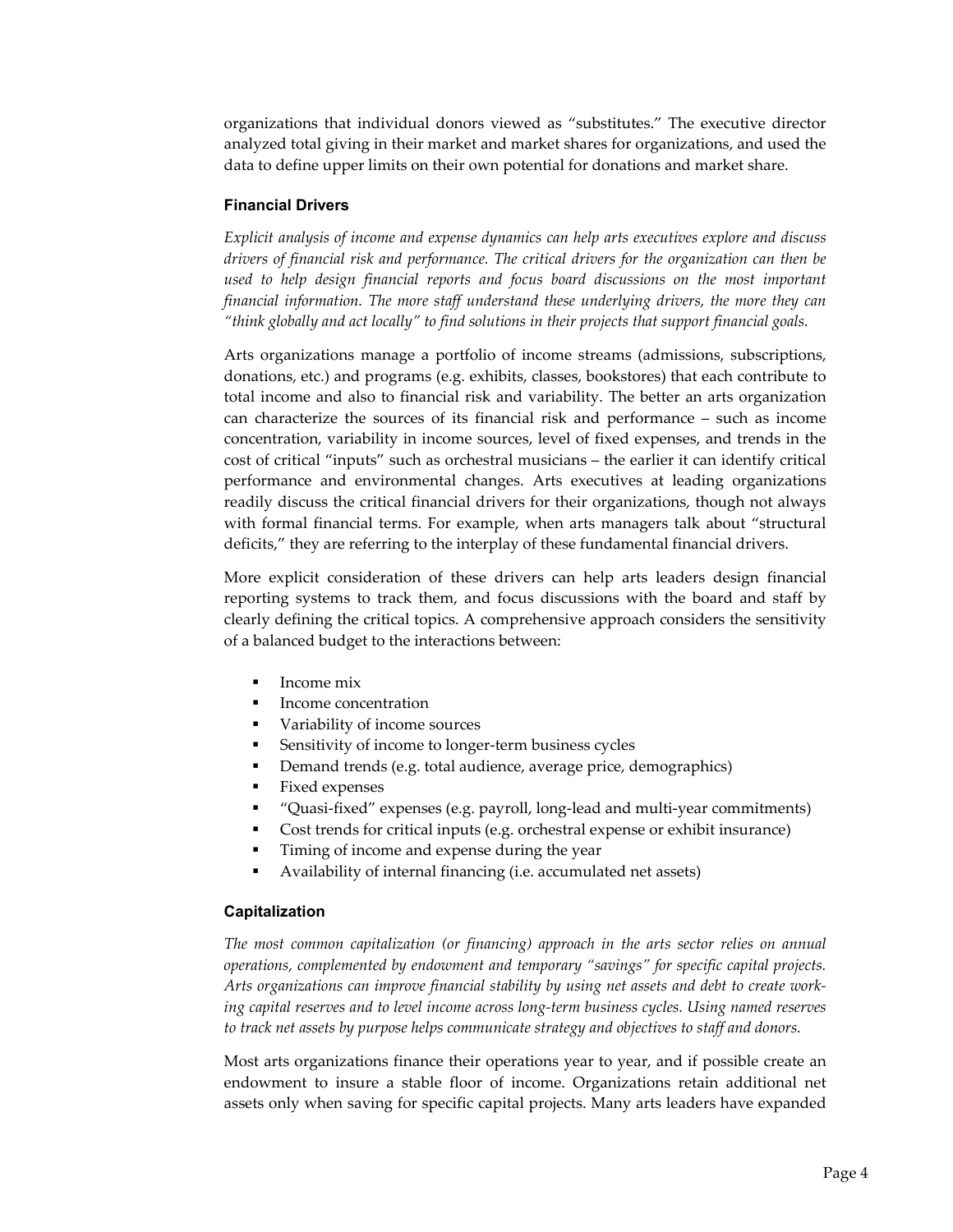organizations that individual donors viewed as "substitutes." The executive director analyzed total giving in their market and market shares for organizations, and used the data to define upper limits on their own potential for donations and market share.

### Financial Drivers

*Explicit analysis of income and expense dynamics can help arts executives explore and discuss drivers of financial risk and performance. The critical drivers for the organization can then be used to help design financial reports and focus board discussions on the most important financial information. The more staff understand these underlying drivers, the more they can "think globally and act locally" to find solutions in their projects that support financial goals.*

Arts organizations manage a portfolio of income streams (admissions, subscriptions, donations, etc.) and programs (e.g. exhibits, classes, bookstores) that each contribute to total income and also to financial risk and variability. The better an arts organization can characterize the sources of its financial risk and performance – such as income concentration, variability in income sources, level of fixed expenses, and trends in the cost of critical "inputs" such as orchestral musicians – the earlier it can identify critical performance and environmental changes. Arts executives at leading organizations readily discuss the critical financial drivers for their organizations, though not always with formal financial terms. For example, when arts managers talk about "structural deficits," they are referring to the interplay of these fundamental financial drivers.

More explicit consideration of these drivers can help arts leaders design financial reporting systems to track them, and focus discussions with the board and staff by clearly defining the critical topics. A comprehensive approach considers the sensitivity of a balanced budget to the interactions between:

- Income mix
- Income concentration
- Variability of income sources
- Sensitivity of income to longer-term business cycles
- Demand trends (e.g. total audience, average price, demographics)
- Fixed expenses
- "Quasi-fixed" expenses (e.g. payroll, long-lead and multi-year commitments)
- Cost trends for critical inputs (e.g. orchestral expense or exhibit insurance)
- Timing of income and expense during the year
- Availability of internal financing (i.e. accumulated net assets)

### Capitalization

*The most common capitalization (or financing) approach in the arts sector relies on annual operations, complemented by endowment and temporary "savings" for specific capital projects. Arts organizations can improve financial stability by using net assets and debt to create working capital reserves and to level income across long-term business cycles. Using named reserves to track net assets by purpose helps communicate strategy and objectives to staff and donors.*

Most arts organizations finance their operations year to year, and if possible create an endowment to insure a stable floor of income. Organizations retain additional net assets only when saving for specific capital projects. Many arts leaders have expanded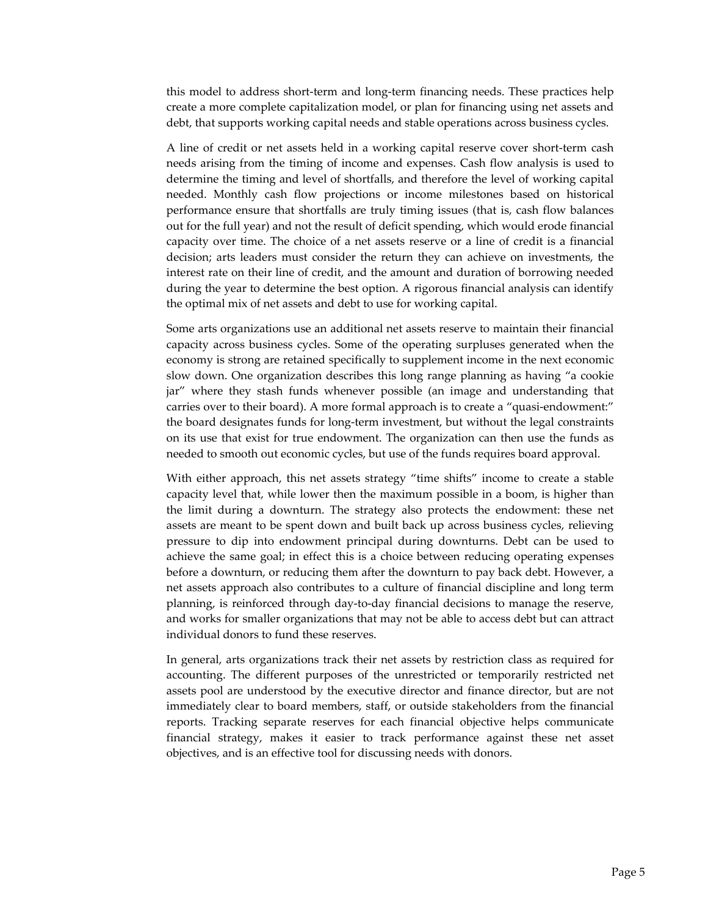this model to address short-term and long-term financing needs. These practices help create a more complete capitalization model, or plan for financing using net assets and debt, that supports working capital needs and stable operations across business cycles.

A line of credit or net assets held in a working capital reserve cover short-term cash needs arising from the timing of income and expenses. Cash flow analysis is used to determine the timing and level of shortfalls, and therefore the level of working capital needed. Monthly cash flow projections or income milestones based on historical performance ensure that shortfalls are truly timing issues (that is, cash flow balances out for the full year) and not the result of deficit spending, which would erode financial capacity over time. The choice of a net assets reserve or a line of credit is a financial decision; arts leaders must consider the return they can achieve on investments, the interest rate on their line of credit, and the amount and duration of borrowing needed during the year to determine the best option. A rigorous financial analysis can identify the optimal mix of net assets and debt to use for working capital.

Some arts organizations use an additional net assets reserve to maintain their financial capacity across business cycles. Some of the operating surpluses generated when the economy is strong are retained specifically to supplement income in the next economic slow down. One organization describes this long range planning as having "a cookie jar" where they stash funds whenever possible (an image and understanding that carries over to their board). A more formal approach is to create a "quasi-endowment:" the board designates funds for long-term investment, but without the legal constraints on its use that exist for true endowment. The organization can then use the funds as needed to smooth out economic cycles, but use of the funds requires board approval.

With either approach, this net assets strategy "time shifts" income to create a stable capacity level that, while lower then the maximum possible in a boom, is higher than the limit during a downturn. The strategy also protects the endowment: these net assets are meant to be spent down and built back up across business cycles, relieving pressure to dip into endowment principal during downturns. Debt can be used to achieve the same goal; in effect this is a choice between reducing operating expenses before a downturn, or reducing them after the downturn to pay back debt. However, a net assets approach also contributes to a culture of financial discipline and long term planning, is reinforced through day-to-day financial decisions to manage the reserve, and works for smaller organizations that may not be able to access debt but can attract individual donors to fund these reserves.

In general, arts organizations track their net assets by restriction class as required for accounting. The different purposes of the unrestricted or temporarily restricted net assets pool are understood by the executive director and finance director, but are not immediately clear to board members, staff, or outside stakeholders from the financial reports. Tracking separate reserves for each financial objective helps communicate financial strategy, makes it easier to track performance against these net asset objectives, and is an effective tool for discussing needs with donors.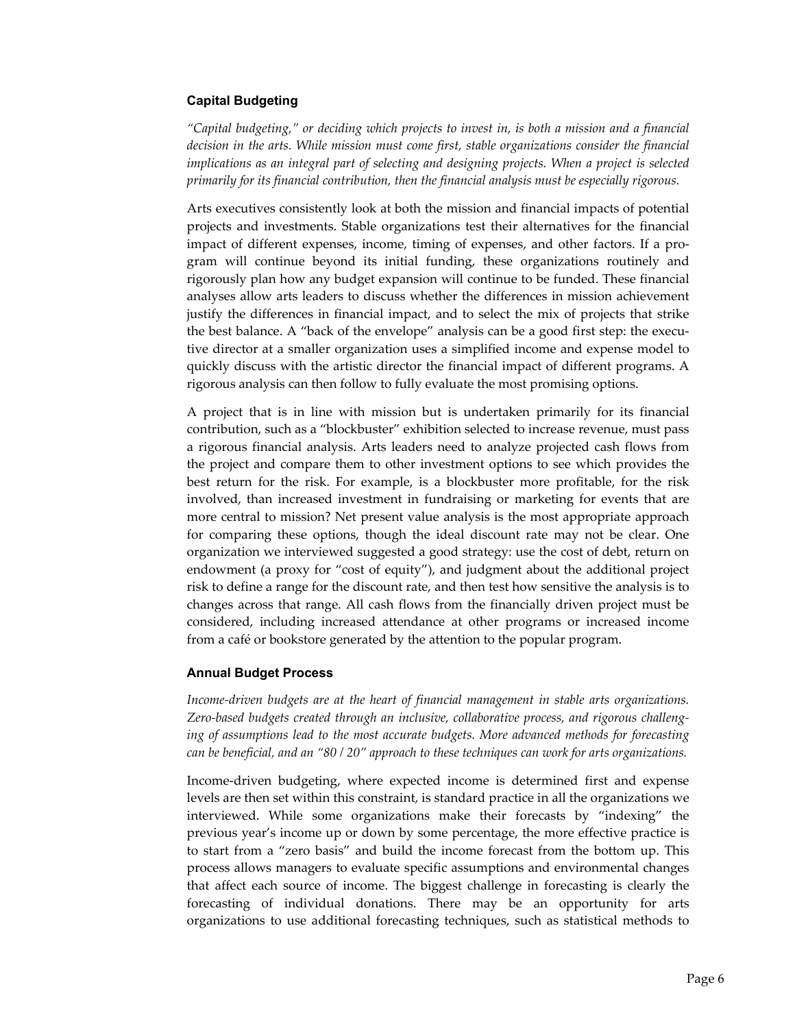### Capital Budgeting

*"Capital budgeting," or deciding which projects to invest in, is both a mission and a financial decision in the arts. While mission must come first, stable organizations consider the financial implications as an integral part of selecting and designing projects. When a project is selected primarily for its financial contribution, then the financial analysis must be especially rigorous.*

Arts executives consistently look at both the mission and financial impacts of potential projects and investments. Stable organizations test their alternatives for the financial impact of different expenses, income, timing of expenses, and other factors. If a program will continue beyond its initial funding, these organizations routinely and rigorously plan how any budget expansion will continue to be funded. These financial analyses allow arts leaders to discuss whether the differences in mission achievement justify the differences in financial impact, and to select the mix of projects that strike the best balance. A "back of the envelope" analysis can be a good first step: the executive director at a smaller organization uses a simplified income and expense model to quickly discuss with the artistic director the financial impact of different programs. A rigorous analysis can then follow to fully evaluate the most promising options.

A project that is in line with mission but is undertaken primarily for its financial contribution, such as a "blockbuster" exhibition selected to increase revenue, must pass a rigorous financial analysis. Arts leaders need to analyze projected cash flows from the project and compare them to other investment options to see which provides the best return for the risk. For example, is a blockbuster more profitable, for the risk involved, than increased investment in fundraising or marketing for events that are more central to mission? Net present value analysis is the most appropriate approach for comparing these options, though the ideal discount rate may not be clear. One organization we interviewed suggested a good strategy: use the cost of debt, return on endowment (a proxy for "cost of equity"), and judgment about the additional project risk to define a range for the discount rate, and then test how sensitive the analysis is to changes across that range. All cash flows from the financially driven project must be considered, including increased attendance at other programs or increased income from a café or bookstore generated by the attention to the popular program.

### Annual Budget Process

*Income-driven budgets are at the heart of financial management in stable arts organizations. Zero-based budgets created through an inclusive, collaborative process, and rigorous challenging of assumptions lead to the most accurate budgets. More advanced methods for forecasting can be beneficial, and an "80 / 20" approach to these techniques can work for arts organizations.*

Income-driven budgeting, where expected income is determined first and expense levels are then set within this constraint, is standard practice in all the organizations we interviewed. While some organizations make their forecasts by "indexing" the previous year's income up or down by some percentage, the more effective practice is to start from a "zero basis" and build the income forecast from the bottom up. This process allows managers to evaluate specific assumptions and environmental changes that affect each source of income. The biggest challenge in forecasting is clearly the forecasting of individual donations. There may be an opportunity for arts organizations to use additional forecasting techniques, such as statistical methods to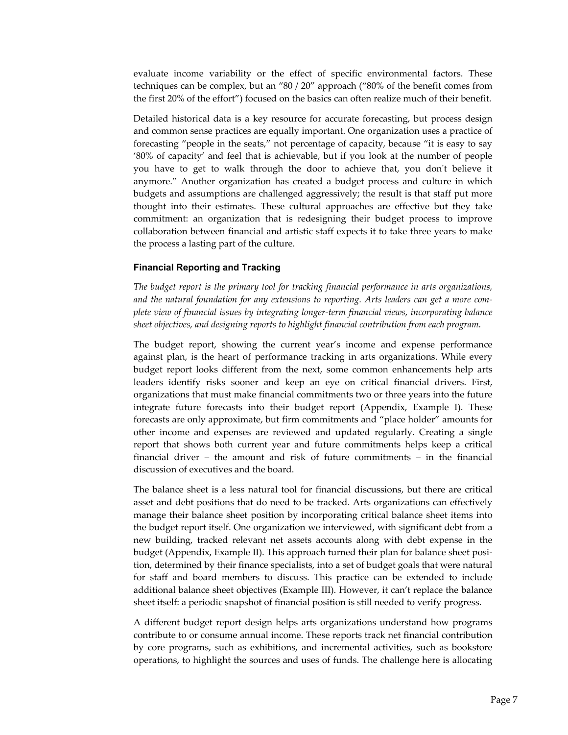evaluate income variability or the effect of specific environmental factors. These techniques can be complex, but an "80 / 20" approach ("80% of the benefit comes from the first 20% of the effort") focused on the basics can often realize much of their benefit.

Detailed historical data is a key resource for accurate forecasting, but process design and common sense practices are equally important. One organization uses a practice of forecasting "people in the seats," not percentage of capacity, because "it is easy to say '80% of capacity' and feel that is achievable, but if you look at the number of people you have to get to walk through the door to achieve that, you don't believe it anymore." Another organization has created a budget process and culture in which budgets and assumptions are challenged aggressively; the result is that staff put more thought into their estimates. These cultural approaches are effective but they take commitment: an organization that is redesigning their budget process to improve collaboration between financial and artistic staff expects it to take three years to make the process a lasting part of the culture.

### Financial Reporting and Tracking

*The budget report is the primary tool for tracking financial performance in arts organizations, and the natural foundation for any extensions to reporting. Arts leaders can get a more complete view of financial issues by integrating longer-term financial views, incorporating balance sheet objectives, and designing reports to highlight financial contribution from each program.*

The budget report, showing the current year's income and expense performance against plan, is the heart of performance tracking in arts organizations. While every budget report looks different from the next, some common enhancements help arts leaders identify risks sooner and keep an eye on critical financial drivers. First, organizations that must make financial commitments two or three years into the future integrate future forecasts into their budget report (Appendix, Example I). These forecasts are only approximate, but firm commitments and "place holder" amounts for other income and expenses are reviewed and updated regularly. Creating a single report that shows both current year and future commitments helps keep a critical financial driver – the amount and risk of future commitments – in the financial discussion of executives and the board.

The balance sheet is a less natural tool for financial discussions, but there are critical asset and debt positions that do need to be tracked. Arts organizations can effectively manage their balance sheet position by incorporating critical balance sheet items into the budget report itself. One organization we interviewed, with significant debt from a new building, tracked relevant net assets accounts along with debt expense in the budget (Appendix, Example II). This approach turned their plan for balance sheet position, determined by their finance specialists, into a set of budget goals that were natural for staff and board members to discuss. This practice can be extended to include additional balance sheet objectives (Example III). However, it can't replace the balance sheet itself: a periodic snapshot of financial position is still needed to verify progress.

A different budget report design helps arts organizations understand how programs contribute to or consume annual income. These reports track net financial contribution by core programs, such as exhibitions, and incremental activities, such as bookstore operations, to highlight the sources and uses of funds. The challenge here is allocating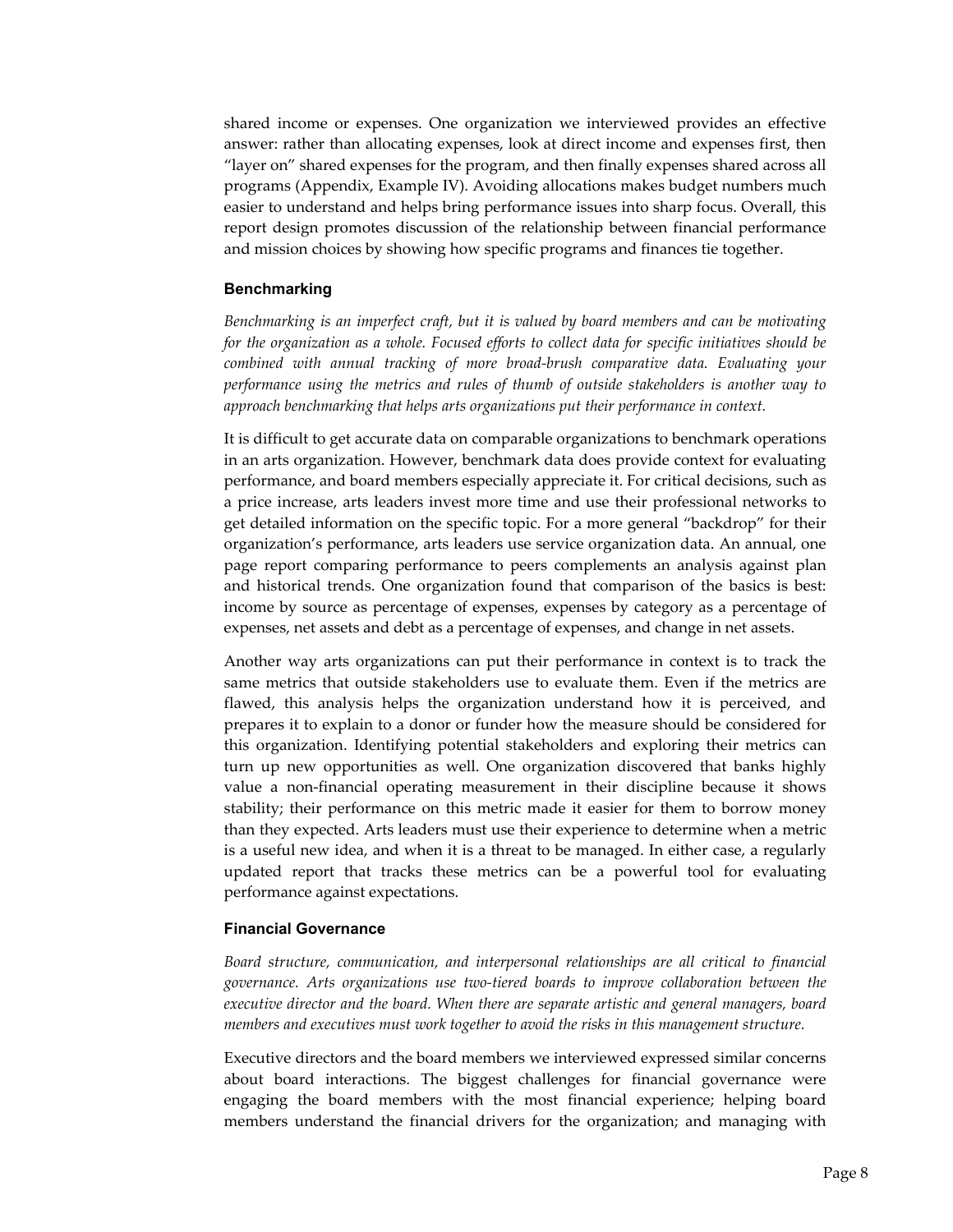shared income or expenses. One organization we interviewed provides an effective answer: rather than allocating expenses, look at direct income and expenses first, then "layer on" shared expenses for the program, and then finally expenses shared across all programs (Appendix, Example IV). Avoiding allocations makes budget numbers much easier to understand and helps bring performance issues into sharp focus. Overall, this report design promotes discussion of the relationship between financial performance and mission choices by showing how specific programs and finances tie together.

### Benchmarking

*Benchmarking is an imperfect craft, but it is valued by board members and can be motivating for the organization as a whole. Focused efforts to collect data for specific initiatives should be combined with annual tracking of more broad-brush comparative data. Evaluating your performance using the metrics and rules of thumb of outside stakeholders is another way to approach benchmarking that helps arts organizations put their performance in context.*

It is difficult to get accurate data on comparable organizations to benchmark operations in an arts organization. However, benchmark data does provide context for evaluating performance, and board members especially appreciate it. For critical decisions, such as a price increase, arts leaders invest more time and use their professional networks to get detailed information on the specific topic. For a more general "backdrop" for their organization's performance, arts leaders use service organization data. An annual, one page report comparing performance to peers complements an analysis against plan and historical trends. One organization found that comparison of the basics is best: income by source as percentage of expenses, expenses by category as a percentage of expenses, net assets and debt as a percentage of expenses, and change in net assets.

Another way arts organizations can put their performance in context is to track the same metrics that outside stakeholders use to evaluate them. Even if the metrics are flawed, this analysis helps the organization understand how it is perceived, and prepares it to explain to a donor or funder how the measure should be considered for this organization. Identifying potential stakeholders and exploring their metrics can turn up new opportunities as well. One organization discovered that banks highly value a non-financial operating measurement in their discipline because it shows stability; their performance on this metric made it easier for them to borrow money than they expected. Arts leaders must use their experience to determine when a metric is a useful new idea, and when it is a threat to be managed. In either case, a regularly updated report that tracks these metrics can be a powerful tool for evaluating performance against expectations.

### Financial Governance

*Board structure, communication, and interpersonal relationships are all critical to financial governance. Arts organizations use two-tiered boards to improve collaboration between the executive director and the board. When there are separate artistic and general managers, board members and executives must work together to avoid the risks in this management structure.*

Executive directors and the board members we interviewed expressed similar concerns about board interactions. The biggest challenges for financial governance were engaging the board members with the most financial experience; helping board members understand the financial drivers for the organization; and managing with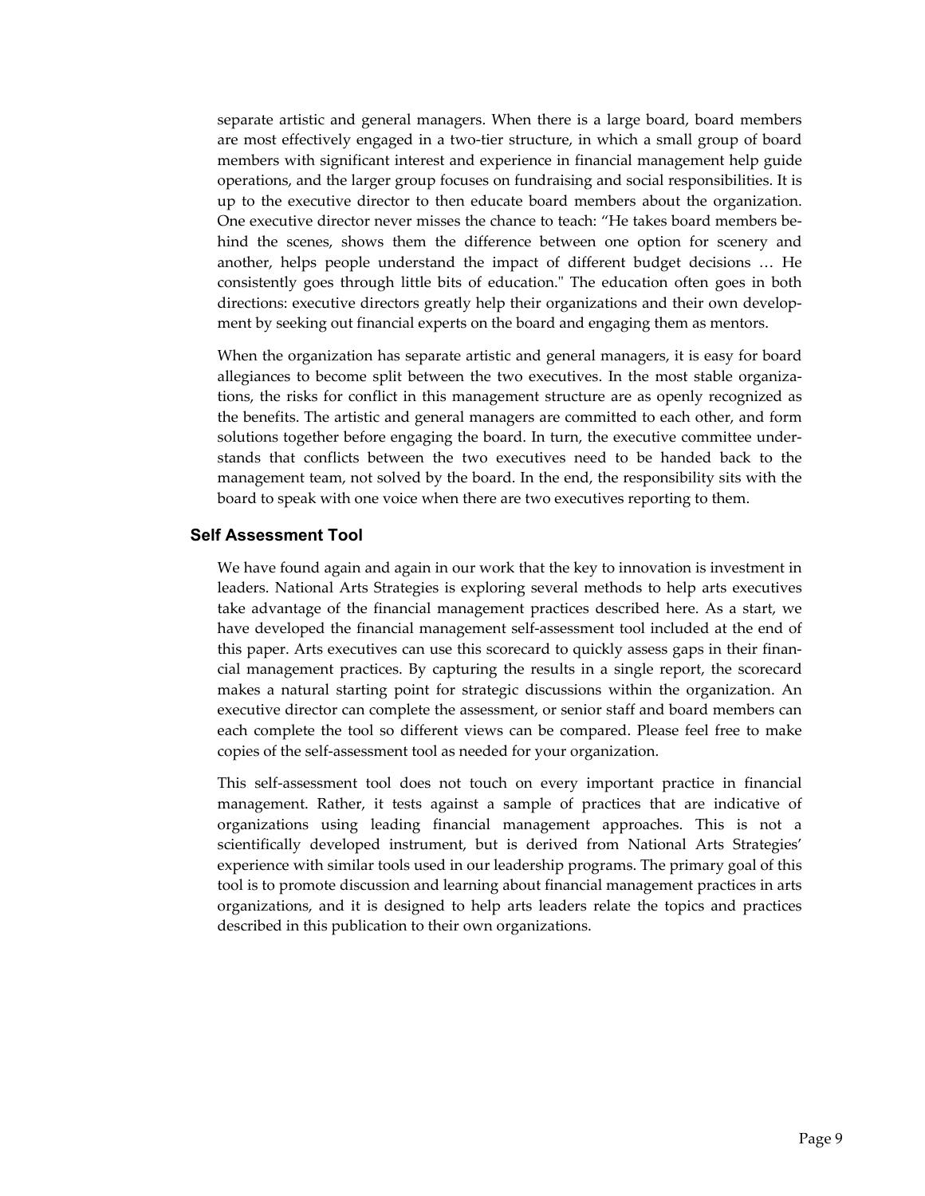separate artistic and general managers. When there is a large board, board members are most effectively engaged in a two-tier structure, in which a small group of board members with significant interest and experience in financial management help guide operations, and the larger group focuses on fundraising and social responsibilities. It is up to the executive director to then educate board members about the organization. One executive director never misses the chance to teach: "He takes board members behind the scenes, shows them the difference between one option for scenery and another, helps people understand the impact of different budget decisions … He consistently goes through little bits of education." The education often goes in both directions: executive directors greatly help their organizations and their own development by seeking out financial experts on the board and engaging them as mentors.

When the organization has separate artistic and general managers, it is easy for board allegiances to become split between the two executives. In the most stable organizations, the risks for conflict in this management structure are as openly recognized as the benefits. The artistic and general managers are committed to each other, and form solutions together before engaging the board. In turn, the executive committee understands that conflicts between the two executives need to be handed back to the management team, not solved by the board. In the end, the responsibility sits with the board to speak with one voice when there are two executives reporting to them.

### Self Assessment Tool

We have found again and again in our work that the key to innovation is investment in leaders. National Arts Strategies is exploring several methods to help arts executives take advantage of the financial management practices described here. As a start, we have developed the financial management self-assessment tool included at the end of this paper. Arts executives can use this scorecard to quickly assess gaps in their financial management practices. By capturing the results in a single report, the scorecard makes a natural starting point for strategic discussions within the organization. An executive director can complete the assessment, or senior staff and board members can each complete the tool so different views can be compared. Please feel free to make copies of the self-assessment tool as needed for your organization.

This self-assessment tool does not touch on every important practice in financial management. Rather, it tests against a sample of practices that are indicative of organizations using leading financial management approaches. This is not a scientifically developed instrument, but is derived from National Arts Strategies' experience with similar tools used in our leadership programs. The primary goal of this tool is to promote discussion and learning about financial management practices in arts organizations, and it is designed to help arts leaders relate the topics and practices described in this publication to their own organizations.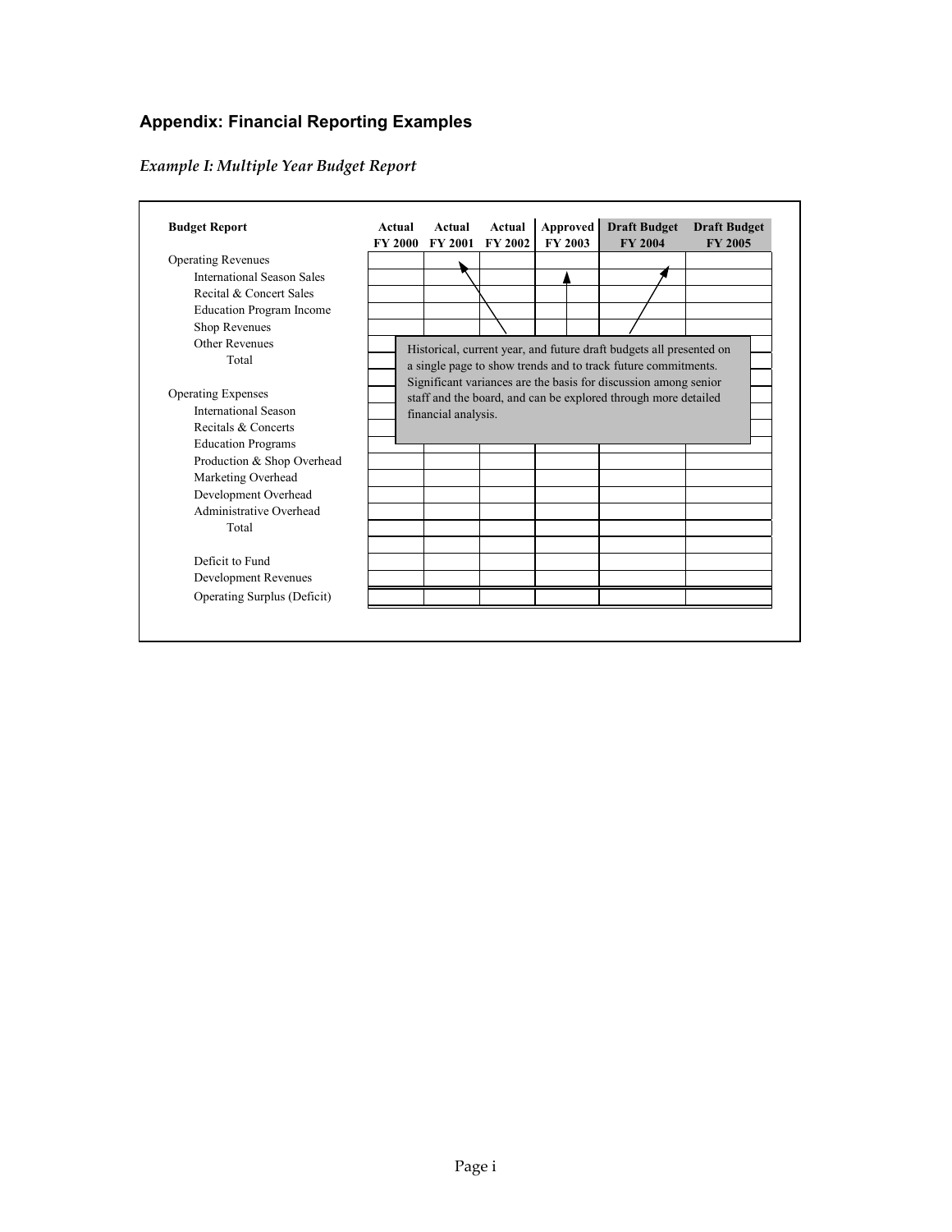## Appendix: Financial Reporting Examples

### *Example I: Multiple Year Budget Report*

| Budget Report | Actual FY 2000 | Actual FY 2001 | Actual FY 2002 | Approved FY 2003 | Draft Budget FY 2004 | Draft Budget FY 2005 |
|---|---|---|---|---|---|---|
| Operating Revenues | | | | | | |
| International Season Sales | | | | | | |
| Recital & Concert Sales | | | | | | |
| Education Program Income | | | | | | |
| Shop Revenues | | | | | | |
| Other Revenues | | | | | | |
| Total | | | | | | |
| | | | | | | |
| Operating Expenses | | | | | | |
| International Season | | | | | | |
| Recitals & Concerts | | | | | | |
| Education Programs | | | | | | |
| Production & Shop Overhead | | | | | | |
| Marketing Overhead | | | | | | |
| Development Overhead | | | | | | |
| Administrative Overhead | | | | | | |
| Total | | | | | | |
| | | | | | | |
| Deficit to Fund | | | | | | |
| Development Revenues | | | | | | |
| Operating Surplus (Deficit) | | | | | | |

Historical, current year, and future draft budgets all presented on a single page to show trends and to track future commitments. Significant variances are the basis for discussion among senior staff and the board, and can be explored through more detailed financial analysis.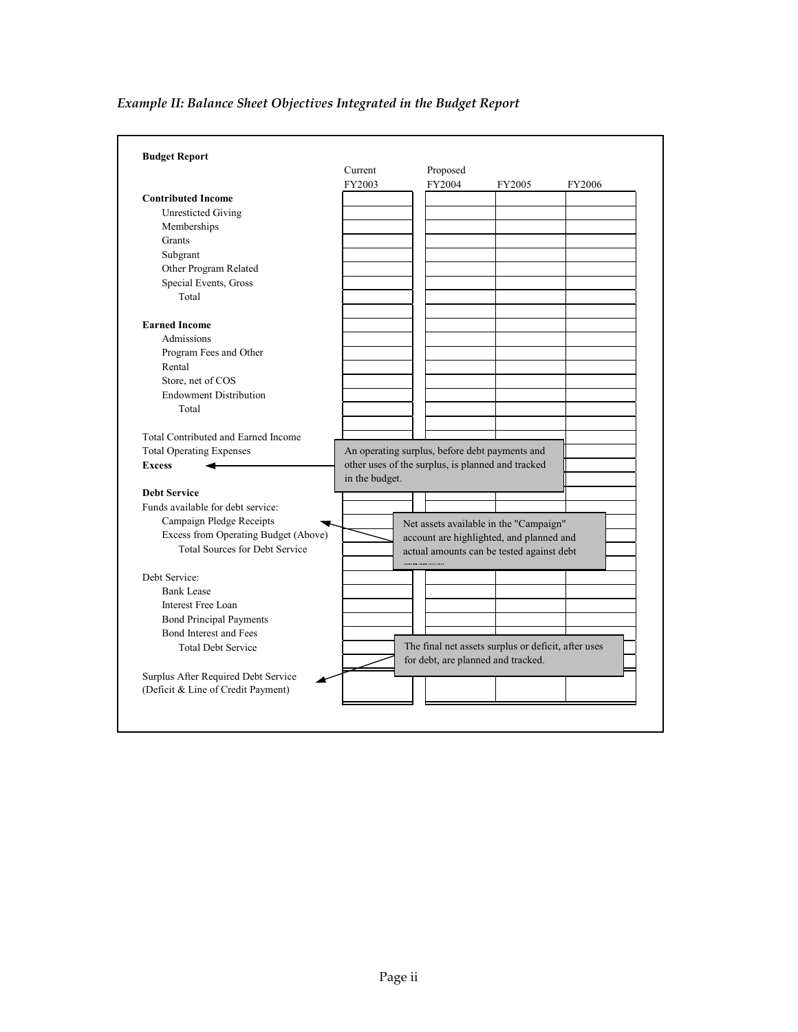*Example II: Balance Sheet Objectives Integrated in the Budget Report*

**Budget Report**

| | Current FY2003 | Proposed FY2004 | FY2005 | FY2006 |
|---|---|---|---|---|
| **Contributed Income** | | | | |
| Unresticted Giving | | | | |
| Memberships | | | | |
| Grants | | | | |
| Subgrant | | | | |
| Other Program Related | | | | |
| Special Events, Gross | | | | |
| Total | | | | |
| | | | | |
| **Earned Income** | | | | |
| Admissions | | | | |
| Program Fees and Other | | | | |
| Rental | | | | |
| Store, net of COS | | | | |
| Endowment Distribution | | | | |
| Total | | | | |
| | | | | |
| Total Contributed and Earned Income | | | | |
| Total Operating Expenses | | | | |
| **Excess** | | | | |
| | | | | |
| **Debt Service** | | | | |
| Funds available for debt service: | | | | |
| Campaign Pledge Receipts | | | | |
| Excess from Operating Budget (Above) | | | | |
| Total Sources for Debt Service | | | | |
| | | | | |
| Debt Service: | | | | |
| Bank Lease | | | | |
| Interest Free Loan | | | | |
| Bond Principal Payments | | | | |
| Bond Interest and Fees | | | | |
| Total Debt Service | | | | |
| | | | | |
| Surplus After Required Debt Service (Deficit & Line of Credit Payment) | | | | |

Callout (Excess): An operating surplus, before debt payments and other uses of the surplus, is planned and tracked in the budget.

Callout (Campaign Pledge Receipts): Net assets available in the "Campaign" account are highlighted, and planned and actual amounts can be tested against debt expenses.

Callout (Surplus After Required Debt Service): The final net assets surplus or deficit, after uses for debt, are planned and tracked.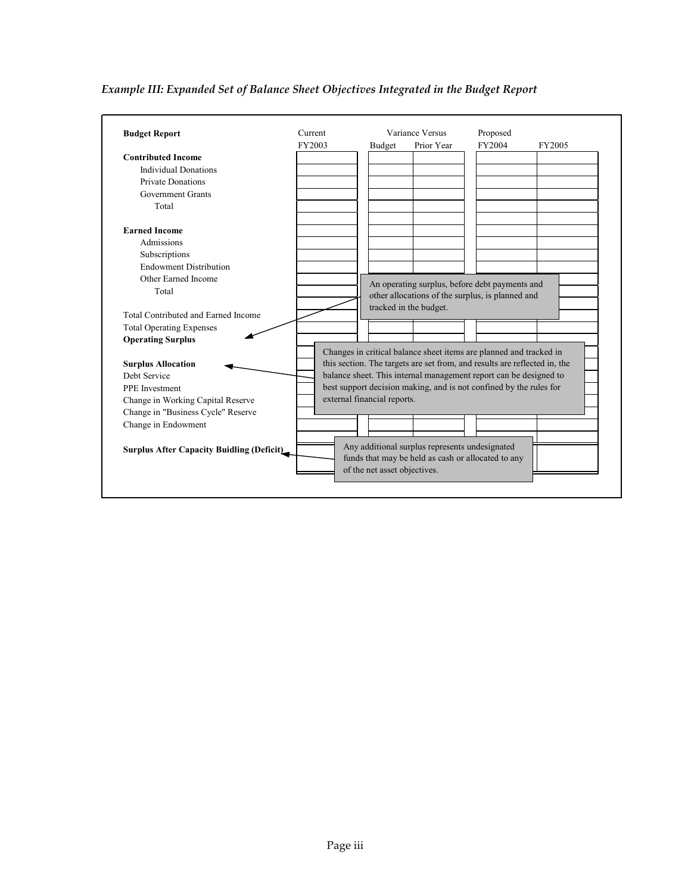*Example III: Expanded Set of Balance Sheet Objectives Integrated in the Budget Report*

| Budget Report | Current FY2003 | Variance Versus Budget | Variance Versus Prior Year | Proposed FY2004 | Proposed FY2005 |
|---|---|---|---|---|---|
| **Contributed Income** | | | | | |
| Individual Donations | | | | | |
| Private Donations | | | | | |
| Government Grants | | | | | |
| Total | | | | | |
| | | | | | |
| **Earned Income** | | | | | |
| Admissions | | | | | |
| Subscriptions | | | | | |
| Endowment Distribution | | | | | |
| Other Earned Income | | | | | |
| Total | | | | | |
| | | | | | |
| Total Contributed and Earned Income | | | | | |
| Total Operating Expenses | | | | | |
| **Operating Surplus** | | | | | |
| | | | | | |
| **Surplus Allocation** | | | | | |
| Debt Service | | | | | |
| PPE Investment | | | | | |
| Change in Working Capital Reserve | | | | | |
| Change in "Business Cycle" Reserve | | | | | |
| Change in Endowment | | | | | |
| | | | | | |
| **Surplus After Capacity Buidling (Deficit)** | | | | | |

Operating Surplus: An operating surplus, before debt payments and other allocations of the surplus, is planned and tracked in the budget.

Surplus Allocation: Changes in critical balance sheet items are planned and tracked in this section. The targets are set from, and results are reflected in, the balance sheet. This internal management report can be designed to best support decision making, and is not confined by the rules for external financial reports.

Surplus After Capacity Buidling (Deficit): Any additional surplus represents undesignated funds that may be held as cash or allocated to any of the net asset objectives.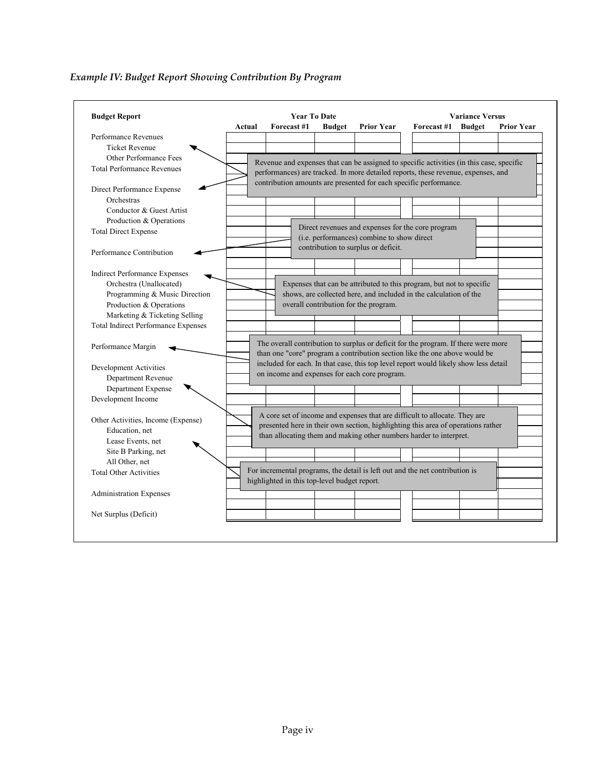*Example IV: Budget Report Showing Contribution By Program*

| **Budget Report** | **Year To Date** | | | | **Variance Versus** | | |
|---|---|---|---|---|---|---|---|
| | **Actual** | **Forecast #1** | **Budget** | **Prior Year** | **Forecast #1** | **Budget** | **Prior Year** |
| Performance Revenues | | | | | | | |
| Ticket Revenue | | | | | | | |
| Other Performance Fees | | | | | | | |
| Total Performance Revenues | | | | | | | |
| Direct Performance Expense | | | | | | | |
| Orchestras | | | | | | | |
| Conductor & Guest Artist | | | | | | | |
| Production & Operations | | | | | | | |
| Total Direct Expense | | | | | | | |
| Performance Contribution | | | | | | | |
| Indirect Performance Expenses | | | | | | | |
| Orchestra (Unallocated) | | | | | | | |
| Programming & Music Direction | | | | | | | |
| Production & Operations | | | | | | | |
| Marketing & Ticketing Selling | | | | | | | |
| Total Indirect Performance Expenses | | | | | | | |
| Performance Margin | | | | | | | |
| Development Activities | | | | | | | |
| Department Revenue | | | | | | | |
| Department Expense | | | | | | | |
| Development Income | | | | | | | |
| Other Activities, Income (Expense) | | | | | | | |
| Education, net | | | | | | | |
| Lease Events, net | | | | | | | |
| Site B Parking, net | | | | | | | |
| All Other, net | | | | | | | |
| Total Other Activities | | | | | | | |
| Administration Expenses | | | | | | | |
| Net Surplus (Deficit) | | | | | | | |

Revenue and expenses that can be assigned to specific activities (in this case, specific performances) are tracked. In more detailed reports, these revenue, expenses, and contribution amounts are presented for each specific performance.

Direct revenues and expenses for the core program (i.e. performances) combine to show direct contribution to surplus or deficit.

Expenses that can be attributed to this program, but not to specific shows, are collected here, and included in the calculation of the overall contribution for the program.

The overall contribution to surplus or deficit for the program. If there were more than one "core" program a contribution section like the one above would be included for each. In that case, this top level report would likely show less detail on income and expenses for each core program.

A core set of income and expenses that are difficult to allocate. They are presented here in their own section, highlighting this area of operations rather than allocating them and making other numbers harder to interpret.

For incremental programs, the detail is left out and the net contribution is highlighted in this top-level budget report.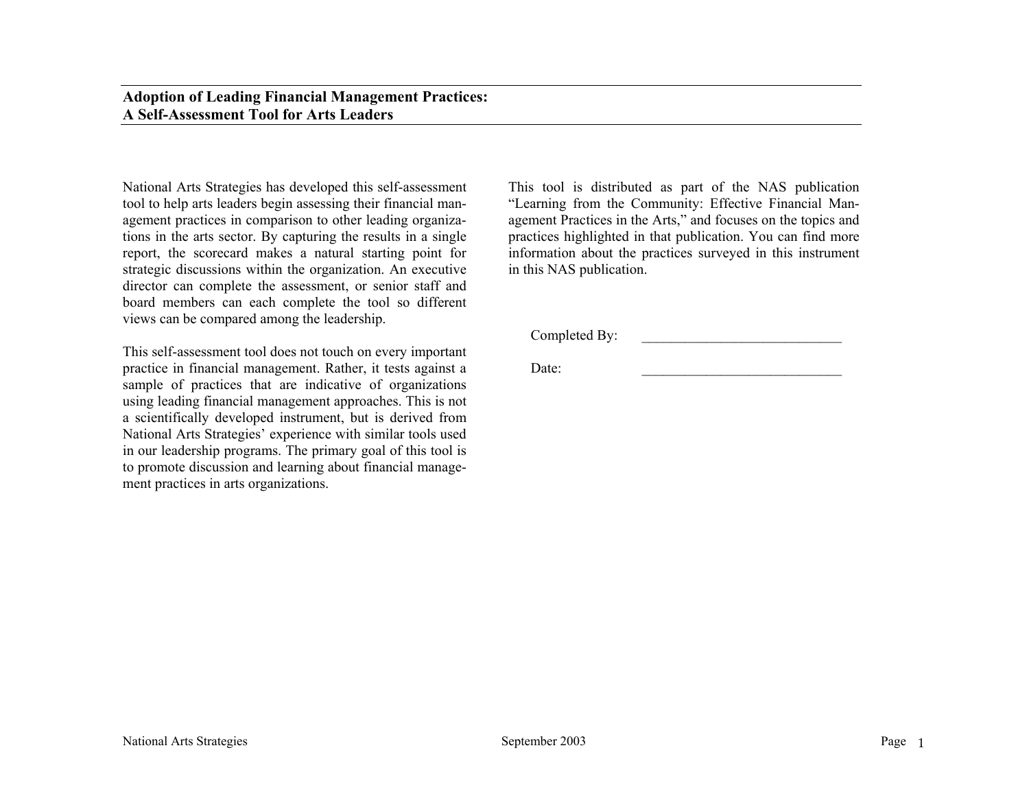# Adoption of Leading Financial Management Practices: A Self-Assessment Tool for Arts Leaders

National Arts Strategies has developed this self-assessment tool to help arts leaders begin assessing their financial management practices in comparison to other leading organizations in the arts sector. By capturing the results in a single report, the scorecard makes a natural starting point for strategic discussions within the organization. An executive director can complete the assessment, or senior staff and board members can each complete the tool so different views can be compared among the leadership.

This self-assessment tool does not touch on every important practice in financial management. Rather, it tests against a sample of practices that are indicative of organizations using leading financial management approaches. This is not a scientifically developed instrument, but is derived from National Arts Strategies' experience with similar tools used in our leadership programs. The primary goal of this tool is to promote discussion and learning about financial management practices in arts organizations.

This tool is distributed as part of the NAS publication "Learning from the Community: Effective Financial Management Practices in the Arts," and focuses on the topics and practices highlighted in that publication. You can find more information about the practices surveyed in this instrument in this NAS publication.

Completed By: ____________________________

Date: ____________________________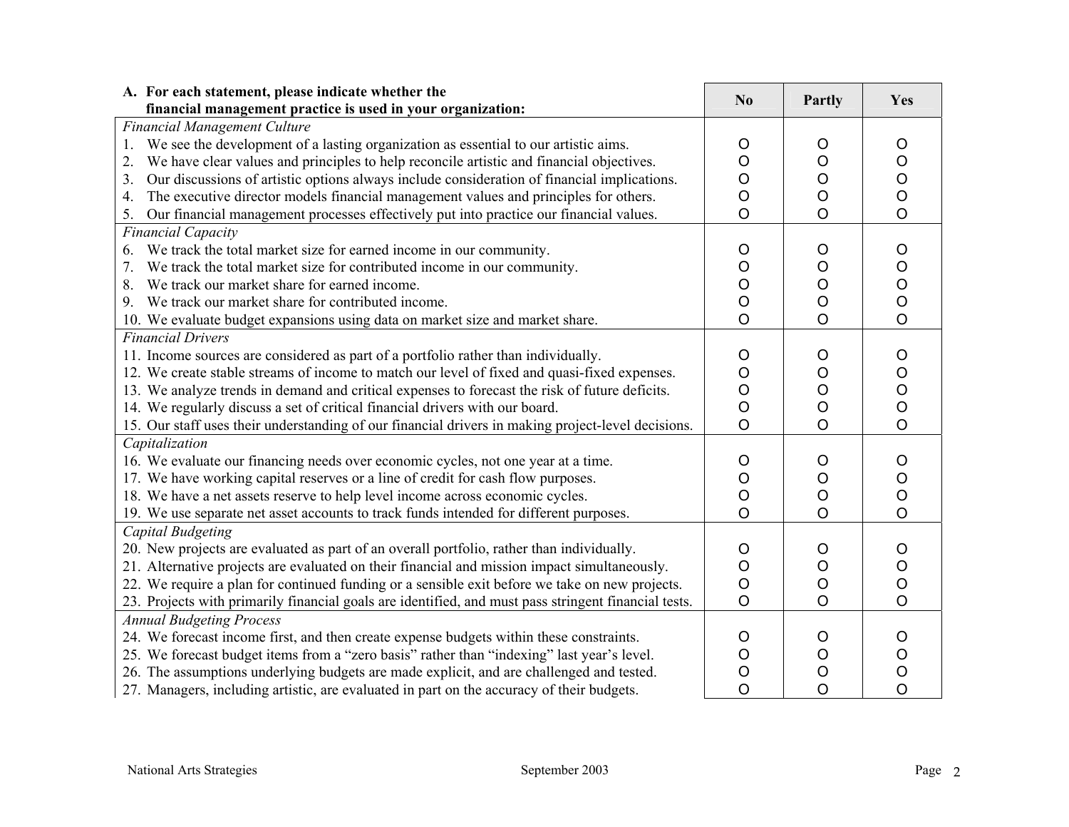| A. For each statement, please indicate whether the financial management practice is used in your organization: | No | Partly | Yes |
|---|---|---|---|
| *Financial Management Culture* | | | |
| 1. We see the development of a lasting organization as essential to our artistic aims. | O | O | O |
| 2. We have clear values and principles to help reconcile artistic and financial objectives. | O | O | O |
| 3. Our discussions of artistic options always include consideration of financial implications. | O | O | O |
| 4. The executive director models financial management values and principles for others. | O | O | O |
| 5. Our financial management processes effectively put into practice our financial values. | O | O | O |
| *Financial Capacity* | | | |
| 6. We track the total market size for earned income in our community. | O | O | O |
| 7. We track the total market size for contributed income in our community. | O | O | O |
| 8. We track our market share for earned income. | O | O | O |
| 9. We track our market share for contributed income. | O | O | O |
| 10. We evaluate budget expansions using data on market size and market share. | O | O | O |
| *Financial Drivers* | | | |
| 11. Income sources are considered as part of a portfolio rather than individually. | O | O | O |
| 12. We create stable streams of income to match our level of fixed and quasi-fixed expenses. | O | O | O |
| 13. We analyze trends in demand and critical expenses to forecast the risk of future deficits. | O | O | O |
| 14. We regularly discuss a set of critical financial drivers with our board. | O | O | O |
| 15. Our staff uses their understanding of our financial drivers in making project-level decisions. | O | O | O |
| *Capitalization* | | | |
| 16. We evaluate our financing needs over economic cycles, not one year at a time. | O | O | O |
| 17. We have working capital reserves or a line of credit for cash flow purposes. | O | O | O |
| 18. We have a net assets reserve to help level income across economic cycles. | O | O | O |
| 19. We use separate net asset accounts to track funds intended for different purposes. | O | O | O |
| *Capital Budgeting* | | | |
| 20. New projects are evaluated as part of an overall portfolio, rather than individually. | O | O | O |
| 21. Alternative projects are evaluated on their financial and mission impact simultaneously. | O | O | O |
| 22. We require a plan for continued funding or a sensible exit before we take on new projects. | O | O | O |
| 23. Projects with primarily financial goals are identified, and must pass stringent financial tests. | O | O | O |
| *Annual Budgeting Process* | | | |
| 24. We forecast income first, and then create expense budgets within these constraints. | O | O | O |
| 25. We forecast budget items from a "zero basis" rather than "indexing" last year's level. | O | O | O |
| 26. The assumptions underlying budgets are made explicit, and are challenged and tested. | O | O | O |
| 27. Managers, including artistic, are evaluated in part on the accuracy of their budgets. | O | O | O |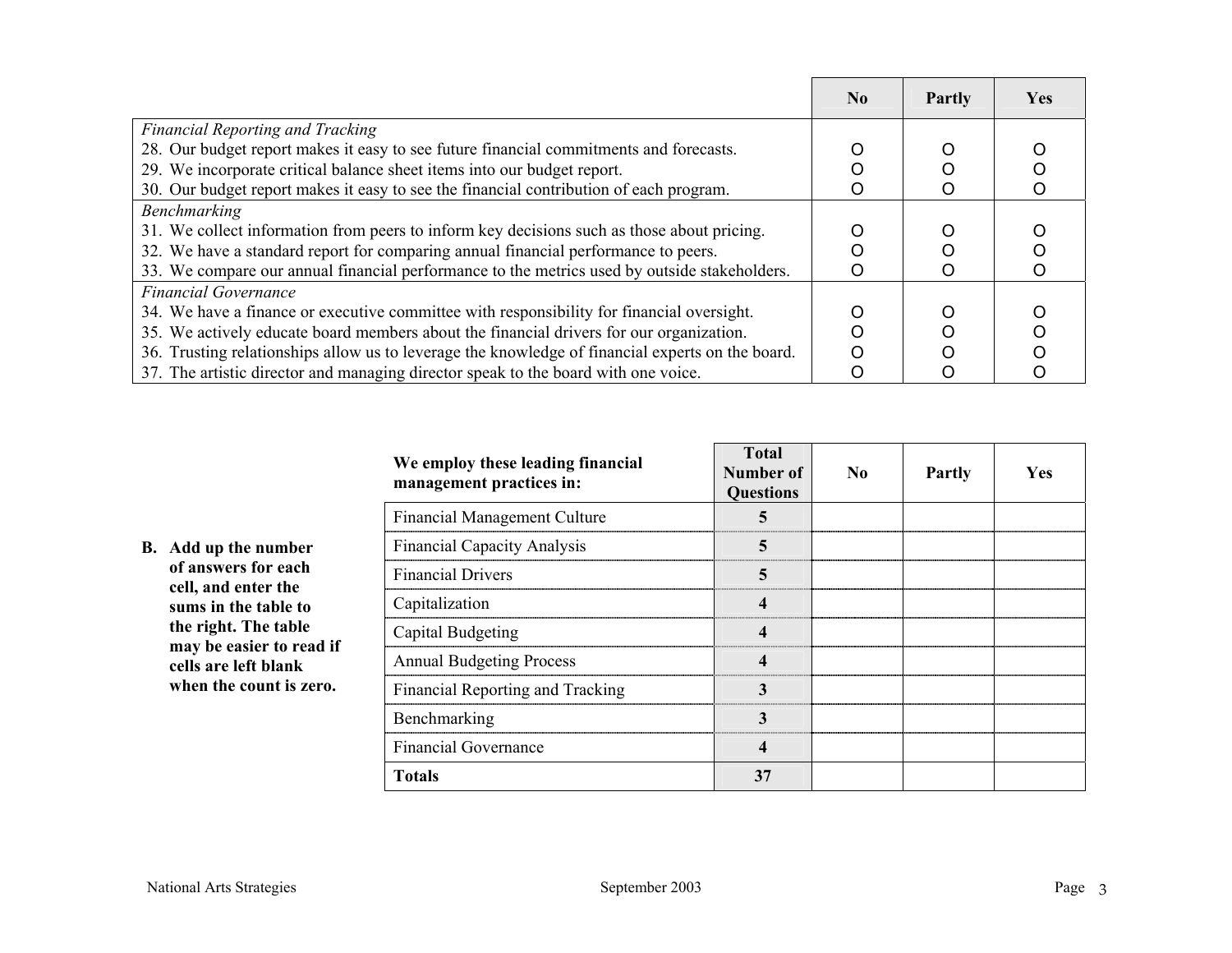| | No | Partly | Yes |
|---|---|---|---|
| *Financial Reporting and Tracking* | | | |
| 28. Our budget report makes it easy to see future financial commitments and forecasts. | O | O | O |
| 29. We incorporate critical balance sheet items into our budget report. | O | O | O |
| 30. Our budget report makes it easy to see the financial contribution of each program. | O | O | O |
| *Benchmarking* | | | |
| 31. We collect information from peers to inform key decisions such as those about pricing. | O | O | O |
| 32. We have a standard report for comparing annual financial performance to peers. | O | O | O |
| 33. We compare our annual financial performance to the metrics used by outside stakeholders. | O | O | O |
| *Financial Governance* | | | |
| 34. We have a finance or executive committee with responsibility for financial oversight. | O | O | O |
| 35. We actively educate board members about the financial drivers for our organization. | O | O | O |
| 36. Trusting relationships allow us to leverage the knowledge of financial experts on the board. | O | O | O |
| 37. The artistic director and managing director speak to the board with one voice. | O | O | O |

**B. Add up the number of answers for each cell, and enter the sums in the table to the right. The table may be easier to read if cells are left blank when the count is zero.**

| We employ these leading financial management practices in: | Total Number of Questions | No | Partly | Yes |
|---|---|---|---|---|
| Financial Management Culture | **5** | | | |
| Financial Capacity Analysis | **5** | | | |
| Financial Drivers | **5** | | | |
| Capitalization | **4** | | | |
| Capital Budgeting | **4** | | | |
| Annual Budgeting Process | **4** | | | |
| Financial Reporting and Tracking | **3** | | | |
| Benchmarking | **3** | | | |
| Financial Governance | **4** | | | |
| **Totals** | **37** | | | |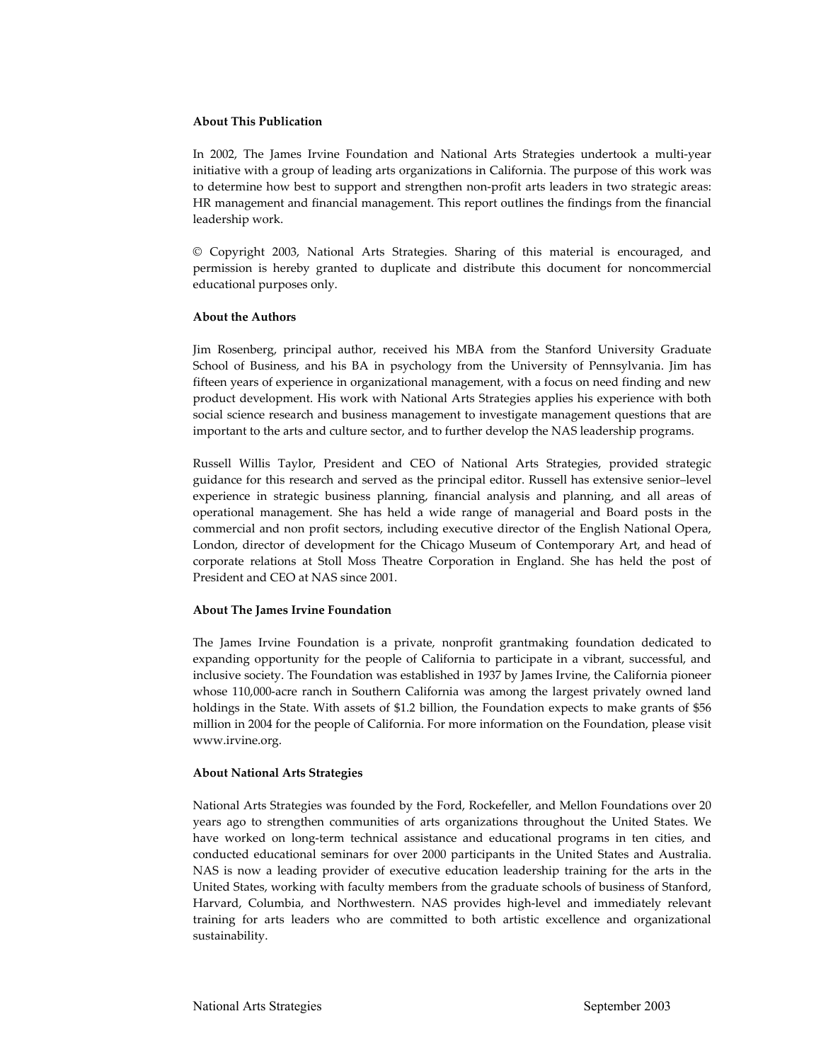**About This Publication**

In 2002, The James Irvine Foundation and National Arts Strategies undertook a multi-year initiative with a group of leading arts organizations in California. The purpose of this work was to determine how best to support and strengthen non-profit arts leaders in two strategic areas: HR management and financial management. This report outlines the findings from the financial leadership work.

© Copyright 2003, National Arts Strategies. Sharing of this material is encouraged, and permission is hereby granted to duplicate and distribute this document for noncommercial educational purposes only.

**About the Authors**

Jim Rosenberg, principal author, received his MBA from the Stanford University Graduate School of Business, and his BA in psychology from the University of Pennsylvania. Jim has fifteen years of experience in organizational management, with a focus on need finding and new product development. His work with National Arts Strategies applies his experience with both social science research and business management to investigate management questions that are important to the arts and culture sector, and to further develop the NAS leadership programs.

Russell Willis Taylor, President and CEO of National Arts Strategies, provided strategic guidance for this research and served as the principal editor. Russell has extensive senior–level experience in strategic business planning, financial analysis and planning, and all areas of operational management. She has held a wide range of managerial and Board posts in the commercial and non profit sectors, including executive director of the English National Opera, London, director of development for the Chicago Museum of Contemporary Art, and head of corporate relations at Stoll Moss Theatre Corporation in England. She has held the post of President and CEO at NAS since 2001.

**About The James Irvine Foundation**

The James Irvine Foundation is a private, nonprofit grantmaking foundation dedicated to expanding opportunity for the people of California to participate in a vibrant, successful, and inclusive society. The Foundation was established in 1937 by James Irvine, the California pioneer whose 110,000-acre ranch in Southern California was among the largest privately owned land holdings in the State. With assets of $1.2 billion, the Foundation expects to make grants of $56 million in 2004 for the people of California. For more information on the Foundation, please visit www.irvine.org.

**About National Arts Strategies**

National Arts Strategies was founded by the Ford, Rockefeller, and Mellon Foundations over 20 years ago to strengthen communities of arts organizations throughout the United States. We have worked on long-term technical assistance and educational programs in ten cities, and conducted educational seminars for over 2000 participants in the United States and Australia. NAS is now a leading provider of executive education leadership training for the arts in the United States, working with faculty members from the graduate schools of business of Stanford, Harvard, Columbia, and Northwestern. NAS provides high-level and immediately relevant training for arts leaders who are committed to both artistic excellence and organizational sustainability.